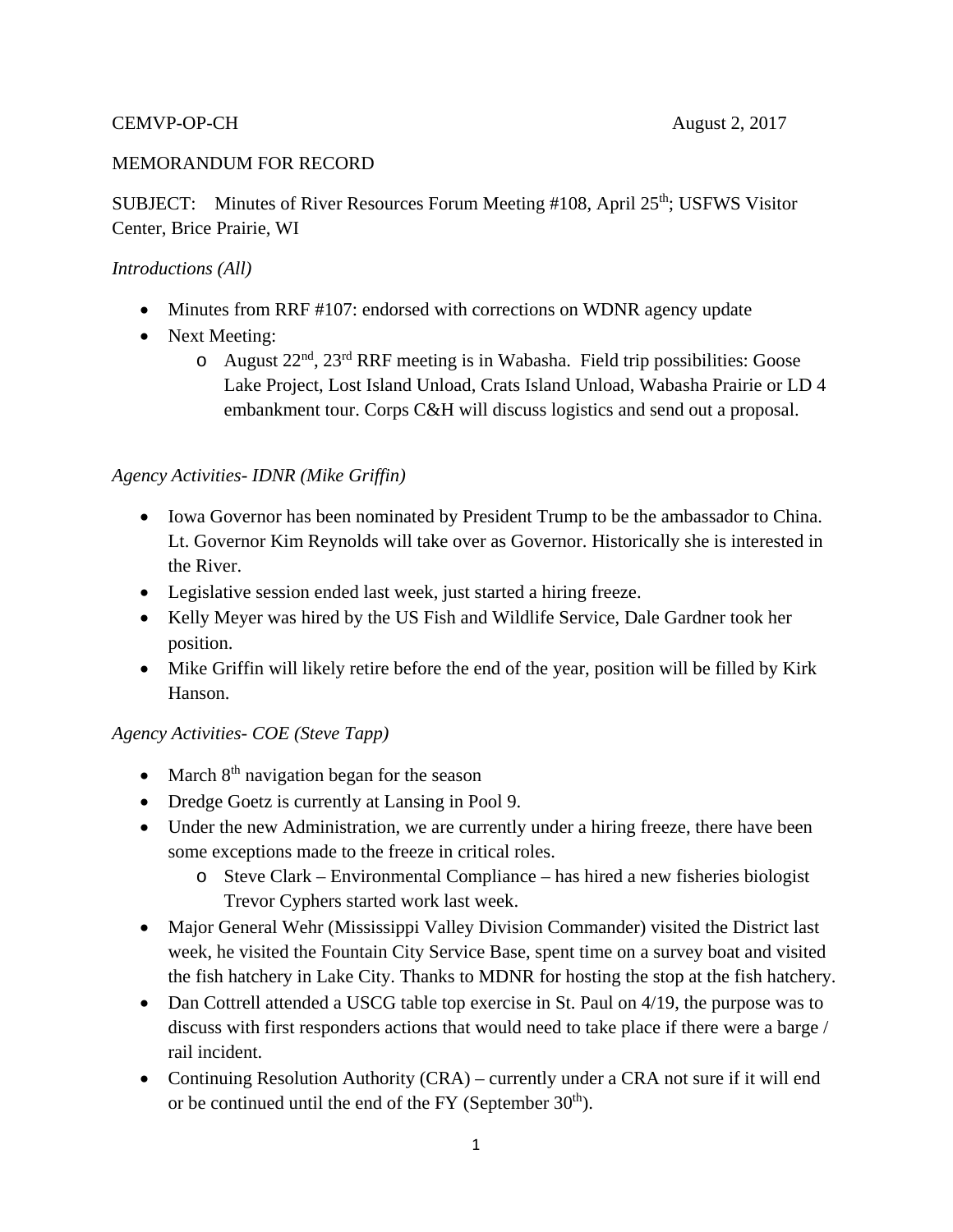CEMVP-OP-CH August 2, 2017

MEMORANDUM FOR RECORD

SUBJECT: Minutes of River Resources Forum Meeting #108, April 25th; USFWS Visitor Center, Brice Prairie, WI

*Introductions (All)*

- Minutes from RRF #107: endorsed with corrections on WDNR agency update
- Next Meeting:
  - August 22nd, 23rd RRF meeting is in Wabasha. Field trip possibilities: Goose Lake Project, Lost Island Unload, Crats Island Unload, Wabasha Prairie or LD 4 embankment tour. Corps C&H will discuss logistics and send out a proposal.

*Agency Activities- IDNR (Mike Griffin)*

- Iowa Governor has been nominated by President Trump to be the ambassador to China. Lt. Governor Kim Reynolds will take over as Governor. Historically she is interested in the River.
- Legislative session ended last week, just started a hiring freeze.
- Kelly Meyer was hired by the US Fish and Wildlife Service, Dale Gardner took her position.
- Mike Griffin will likely retire before the end of the year, position will be filled by Kirk Hanson.

*Agency Activities- COE (Steve Tapp)*

- March 8th navigation began for the season
- Dredge Goetz is currently at Lansing in Pool 9.
- Under the new Administration, we are currently under a hiring freeze, there have been some exceptions made to the freeze in critical roles.
  - Steve Clark – Environmental Compliance – has hired a new fisheries biologist Trevor Cyphers started work last week.
- Major General Wehr (Mississippi Valley Division Commander) visited the District last week, he visited the Fountain City Service Base, spent time on a survey boat and visited the fish hatchery in Lake City. Thanks to MDNR for hosting the stop at the fish hatchery.
- Dan Cottrell attended a USCG table top exercise in St. Paul on 4/19, the purpose was to discuss with first responders actions that would need to take place if there were a barge / rail incident.
- Continuing Resolution Authority (CRA) – currently under a CRA not sure if it will end or be continued until the end of the FY (September 30th).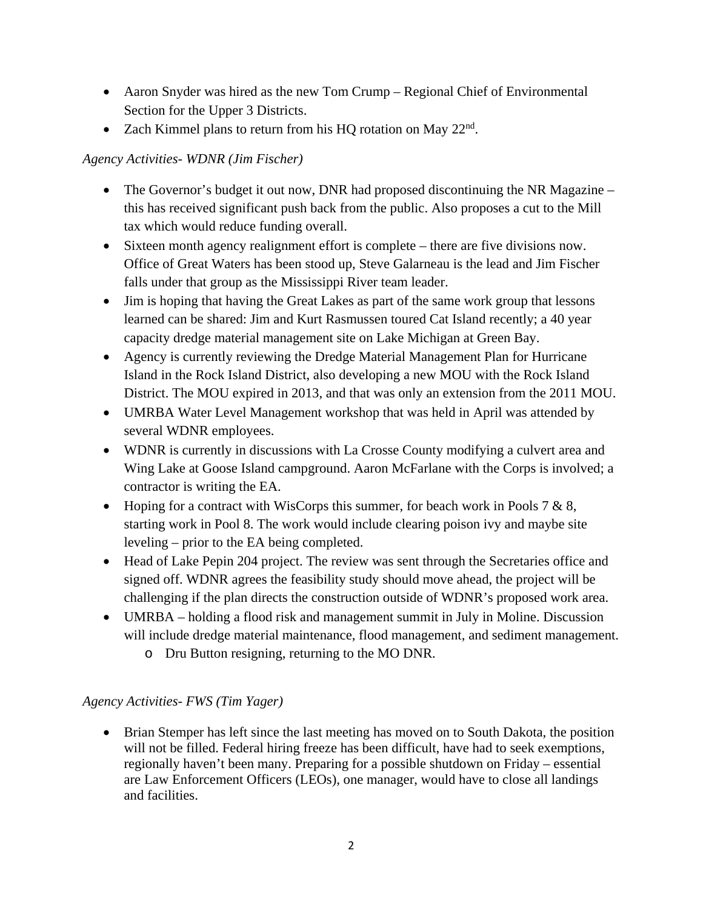- Aaron Snyder was hired as the new Tom Crump – Regional Chief of Environmental Section for the Upper 3 Districts.
- Zach Kimmel plans to return from his HQ rotation on May 22nd.

*Agency Activities- WDNR (Jim Fischer)*

- The Governor's budget it out now, DNR had proposed discontinuing the NR Magazine – this has received significant push back from the public. Also proposes a cut to the Mill tax which would reduce funding overall.
- Sixteen month agency realignment effort is complete – there are five divisions now. Office of Great Waters has been stood up, Steve Galarneau is the lead and Jim Fischer falls under that group as the Mississippi River team leader.
- Jim is hoping that having the Great Lakes as part of the same work group that lessons learned can be shared: Jim and Kurt Rasmussen toured Cat Island recently; a 40 year capacity dredge material management site on Lake Michigan at Green Bay.
- Agency is currently reviewing the Dredge Material Management Plan for Hurricane Island in the Rock Island District, also developing a new MOU with the Rock Island District. The MOU expired in 2013, and that was only an extension from the 2011 MOU.
- UMRBA Water Level Management workshop that was held in April was attended by several WDNR employees.
- WDNR is currently in discussions with La Crosse County modifying a culvert area and Wing Lake at Goose Island campground. Aaron McFarlane with the Corps is involved; a contractor is writing the EA.
- Hoping for a contract with WisCorps this summer, for beach work in Pools 7 & 8, starting work in Pool 8. The work would include clearing poison ivy and maybe site leveling – prior to the EA being completed.
- Head of Lake Pepin 204 project. The review was sent through the Secretaries office and signed off. WDNR agrees the feasibility study should move ahead, the project will be challenging if the plan directs the construction outside of WDNR's proposed work area.
- UMRBA – holding a flood risk and management summit in July in Moline. Discussion will include dredge material maintenance, flood management, and sediment management.
  - Dru Button resigning, returning to the MO DNR.

*Agency Activities- FWS (Tim Yager)*

- Brian Stemper has left since the last meeting has moved on to South Dakota, the position will not be filled. Federal hiring freeze has been difficult, have had to seek exemptions, regionally haven't been many. Preparing for a possible shutdown on Friday – essential are Law Enforcement Officers (LEOs), one manager, would have to close all landings and facilities.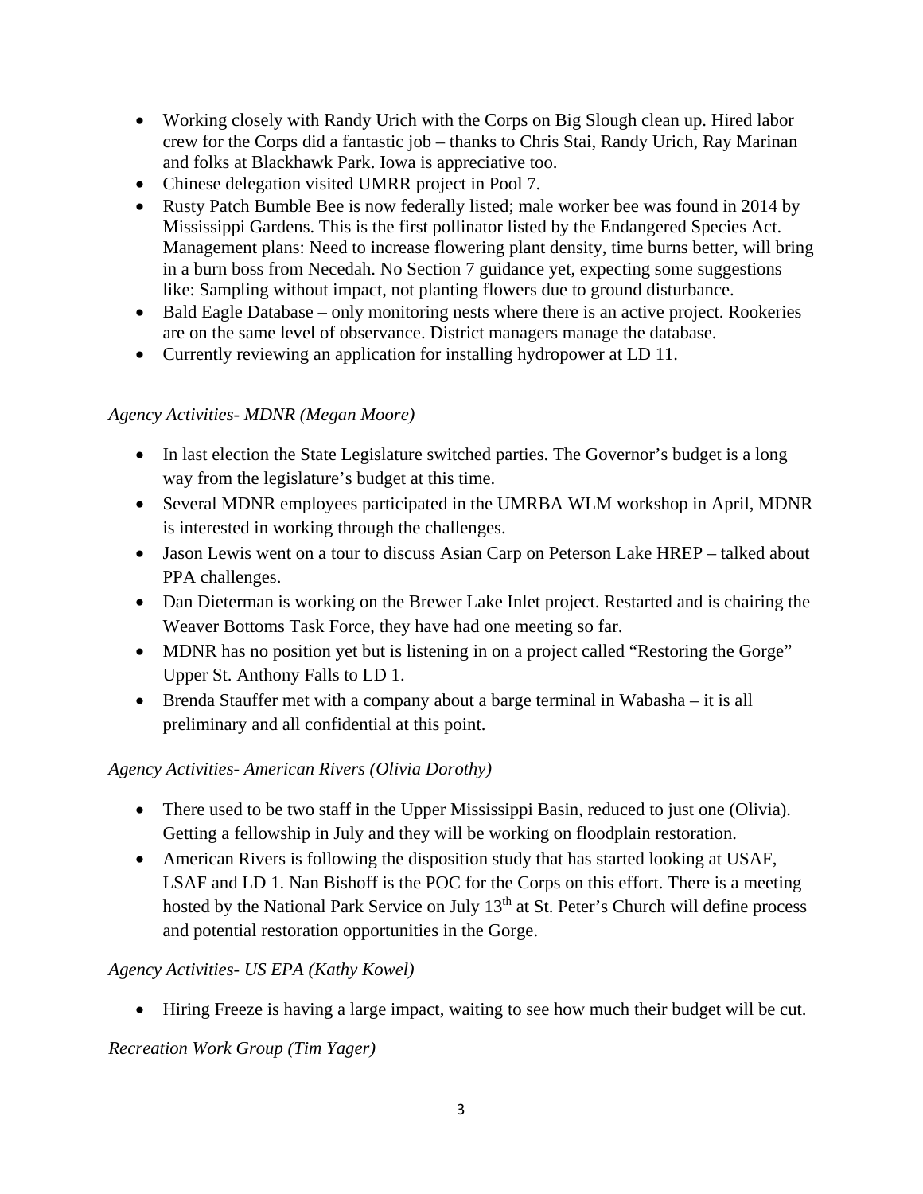- Working closely with Randy Urich with the Corps on Big Slough clean up. Hired labor crew for the Corps did a fantastic job – thanks to Chris Stai, Randy Urich, Ray Marinan and folks at Blackhawk Park. Iowa is appreciative too.
- Chinese delegation visited UMRR project in Pool 7.
- Rusty Patch Bumble Bee is now federally listed; male worker bee was found in 2014 by Mississippi Gardens. This is the first pollinator listed by the Endangered Species Act. Management plans: Need to increase flowering plant density, time burns better, will bring in a burn boss from Necedah. No Section 7 guidance yet, expecting some suggestions like: Sampling without impact, not planting flowers due to ground disturbance.
- Bald Eagle Database – only monitoring nests where there is an active project. Rookeries are on the same level of observance. District managers manage the database.
- Currently reviewing an application for installing hydropower at LD 11.

*Agency Activities- MDNR (Megan Moore)*

- In last election the State Legislature switched parties. The Governor's budget is a long way from the legislature's budget at this time.
- Several MDNR employees participated in the UMRBA WLM workshop in April, MDNR is interested in working through the challenges.
- Jason Lewis went on a tour to discuss Asian Carp on Peterson Lake HREP – talked about PPA challenges.
- Dan Dieterman is working on the Brewer Lake Inlet project. Restarted and is chairing the Weaver Bottoms Task Force, they have had one meeting so far.
- MDNR has no position yet but is listening in on a project called "Restoring the Gorge" Upper St. Anthony Falls to LD 1.
- Brenda Stauffer met with a company about a barge terminal in Wabasha – it is all preliminary and all confidential at this point.

*Agency Activities- American Rivers (Olivia Dorothy)*

- There used to be two staff in the Upper Mississippi Basin, reduced to just one (Olivia). Getting a fellowship in July and they will be working on floodplain restoration.
- American Rivers is following the disposition study that has started looking at USAF, LSAF and LD 1. Nan Bishoff is the POC for the Corps on this effort. There is a meeting hosted by the National Park Service on July 13th at St. Peter's Church will define process and potential restoration opportunities in the Gorge.

*Agency Activities- US EPA (Kathy Kowel)*

- Hiring Freeze is having a large impact, waiting to see how much their budget will be cut.

*Recreation Work Group (Tim Yager)*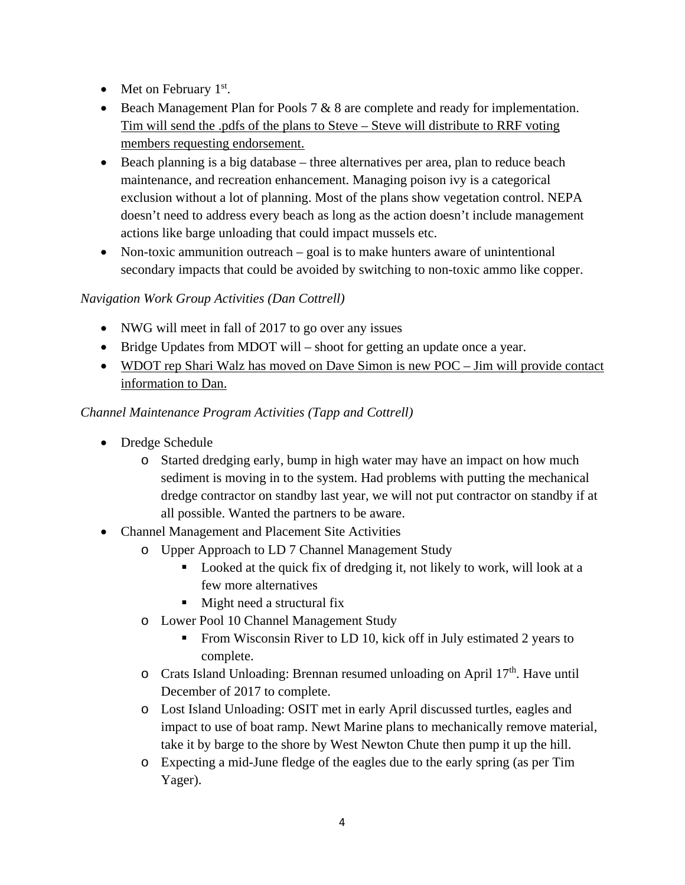- Met on February 1st.
- Beach Management Plan for Pools 7 & 8 are complete and ready for implementation. <u>Tim will send the .pdfs of the plans to Steve – Steve will distribute to RRF voting members requesting endorsement.</u>
- Beach planning is a big database – three alternatives per area, plan to reduce beach maintenance, and recreation enhancement. Managing poison ivy is a categorical exclusion without a lot of planning. Most of the plans show vegetation control. NEPA doesn't need to address every beach as long as the action doesn't include management actions like barge unloading that could impact mussels etc.
- Non-toxic ammunition outreach – goal is to make hunters aware of unintentional secondary impacts that could be avoided by switching to non-toxic ammo like copper.

*Navigation Work Group Activities (Dan Cottrell)*

- NWG will meet in fall of 2017 to go over any issues
- Bridge Updates from MDOT will – shoot for getting an update once a year.
- <u>WDOT rep Shari Walz has moved on Dave Simon is new POC – Jim will provide contact information to Dan.</u>

*Channel Maintenance Program Activities (Tapp and Cottrell)*

- Dredge Schedule
  - Started dredging early, bump in high water may have an impact on how much sediment is moving in to the system. Had problems with putting the mechanical dredge contractor on standby last year, we will not put contractor on standby if at all possible. Wanted the partners to be aware.
- Channel Management and Placement Site Activities
  - Upper Approach to LD 7 Channel Management Study
    - Looked at the quick fix of dredging it, not likely to work, will look at a few more alternatives
    - Might need a structural fix
  - Lower Pool 10 Channel Management Study
    - From Wisconsin River to LD 10, kick off in July estimated 2 years to complete.
  - Crats Island Unloading: Brennan resumed unloading on April 17th. Have until December of 2017 to complete.
  - Lost Island Unloading: OSIT met in early April discussed turtles, eagles and impact to use of boat ramp. Newt Marine plans to mechanically remove material, take it by barge to the shore by West Newton Chute then pump it up the hill.
  - Expecting a mid-June fledge of the eagles due to the early spring (as per Tim Yager).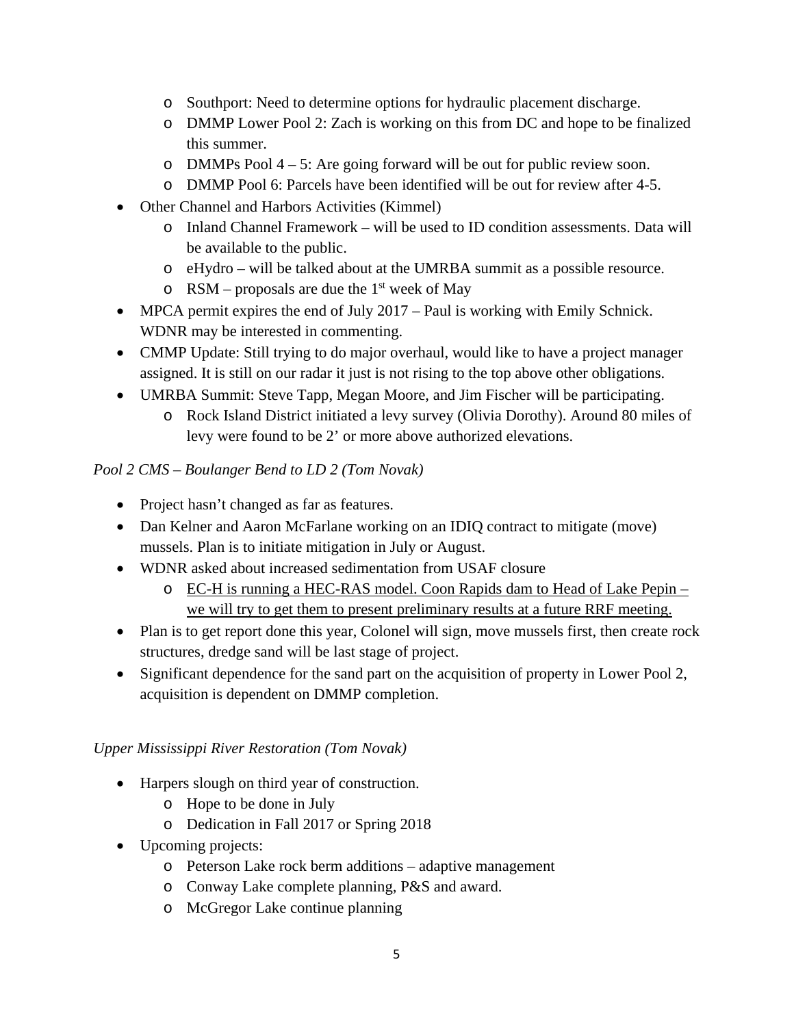- Southport: Need to determine options for hydraulic placement discharge.
  - DMMP Lower Pool 2: Zach is working on this from DC and hope to be finalized this summer.
  - DMMPs Pool 4 – 5: Are going forward will be out for public review soon.
  - DMMP Pool 6: Parcels have been identified will be out for review after 4-5.
- Other Channel and Harbors Activities (Kimmel)
  - Inland Channel Framework – will be used to ID condition assessments. Data will be available to the public.
  - eHydro – will be talked about at the UMRBA summit as a possible resource.
  - RSM – proposals are due the 1st week of May
- MPCA permit expires the end of July 2017 – Paul is working with Emily Schnick. WDNR may be interested in commenting.
- CMMP Update: Still trying to do major overhaul, would like to have a project manager assigned. It is still on our radar it just is not rising to the top above other obligations.
- UMRBA Summit: Steve Tapp, Megan Moore, and Jim Fischer will be participating.
  - Rock Island District initiated a levy survey (Olivia Dorothy). Around 80 miles of levy were found to be 2' or more above authorized elevations.

*Pool 2 CMS – Boulanger Bend to LD 2 (Tom Novak)*

- Project hasn't changed as far as features.
- Dan Kelner and Aaron McFarlane working on an IDIQ contract to mitigate (move) mussels. Plan is to initiate mitigation in July or August.
- WDNR asked about increased sedimentation from USAF closure
  - <u>EC-H is running a HEC-RAS model. Coon Rapids dam to Head of Lake Pepin – we will try to get them to present preliminary results at a future RRF meeting.</u>
- Plan is to get report done this year, Colonel will sign, move mussels first, then create rock structures, dredge sand will be last stage of project.
- Significant dependence for the sand part on the acquisition of property in Lower Pool 2, acquisition is dependent on DMMP completion.

*Upper Mississippi River Restoration (Tom Novak)*

- Harpers slough on third year of construction.
  - Hope to be done in July
  - Dedication in Fall 2017 or Spring 2018
- Upcoming projects:
  - Peterson Lake rock berm additions – adaptive management
  - Conway Lake complete planning, P&S and award.
  - McGregor Lake continue planning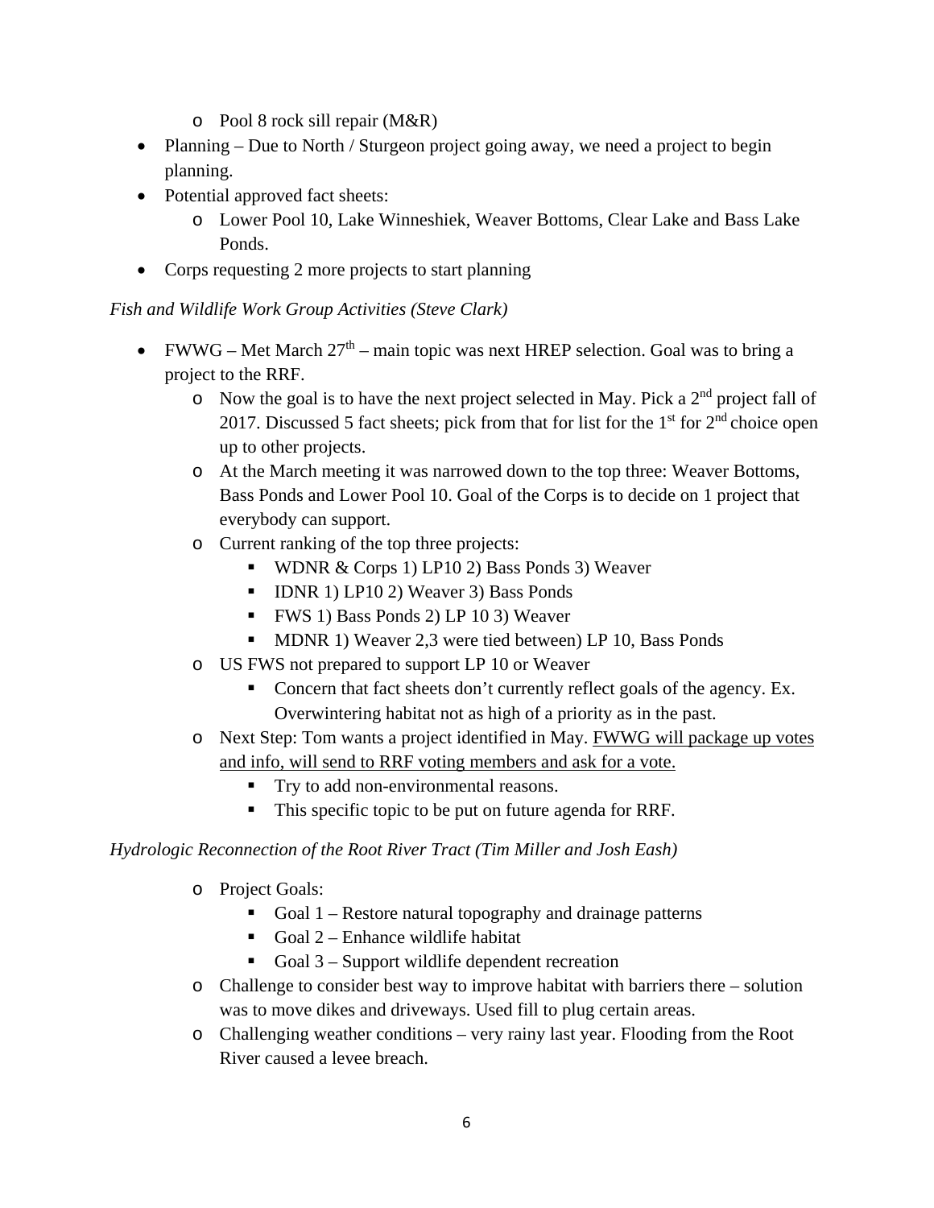- Pool 8 rock sill repair (M&R)
- Planning – Due to North / Sturgeon project going away, we need a project to begin planning.
- Potential approved fact sheets:
    - Lower Pool 10, Lake Winneshiek, Weaver Bottoms, Clear Lake and Bass Lake Ponds.
- Corps requesting 2 more projects to start planning

*Fish and Wildlife Work Group Activities (Steve Clark)*

- FWWG – Met March 27th – main topic was next HREP selection. Goal was to bring a project to the RRF.
    - Now the goal is to have the next project selected in May. Pick a 2nd project fall of 2017. Discussed 5 fact sheets; pick from that for list for the 1st for 2nd choice open up to other projects.
    - At the March meeting it was narrowed down to the top three: Weaver Bottoms, Bass Ponds and Lower Pool 10. Goal of the Corps is to decide on 1 project that everybody can support.
    - Current ranking of the top three projects:
        - WDNR & Corps 1) LP10 2) Bass Ponds 3) Weaver
        - IDNR 1) LP10 2) Weaver 3) Bass Ponds
        - FWS 1) Bass Ponds 2) LP 10 3) Weaver
        - MDNR 1) Weaver 2,3 were tied between) LP 10, Bass Ponds
    - US FWS not prepared to support LP 10 or Weaver
        - Concern that fact sheets don't currently reflect goals of the agency. Ex. Overwintering habitat not as high of a priority as in the past.
    - Next Step: Tom wants a project identified in May. <u>FWWG will package up votes and info, will send to RRF voting members and ask for a vote.</u>
        - Try to add non-environmental reasons.
        - This specific topic to be put on future agenda for RRF.

*Hydrologic Reconnection of the Root River Tract (Tim Miller and Josh Eash)*

- Project Goals:
    - Goal 1 – Restore natural topography and drainage patterns
    - Goal 2 – Enhance wildlife habitat
    - Goal 3 – Support wildlife dependent recreation
- Challenge to consider best way to improve habitat with barriers there – solution was to move dikes and driveways. Used fill to plug certain areas.
- Challenging weather conditions – very rainy last year. Flooding from the Root River caused a levee breach.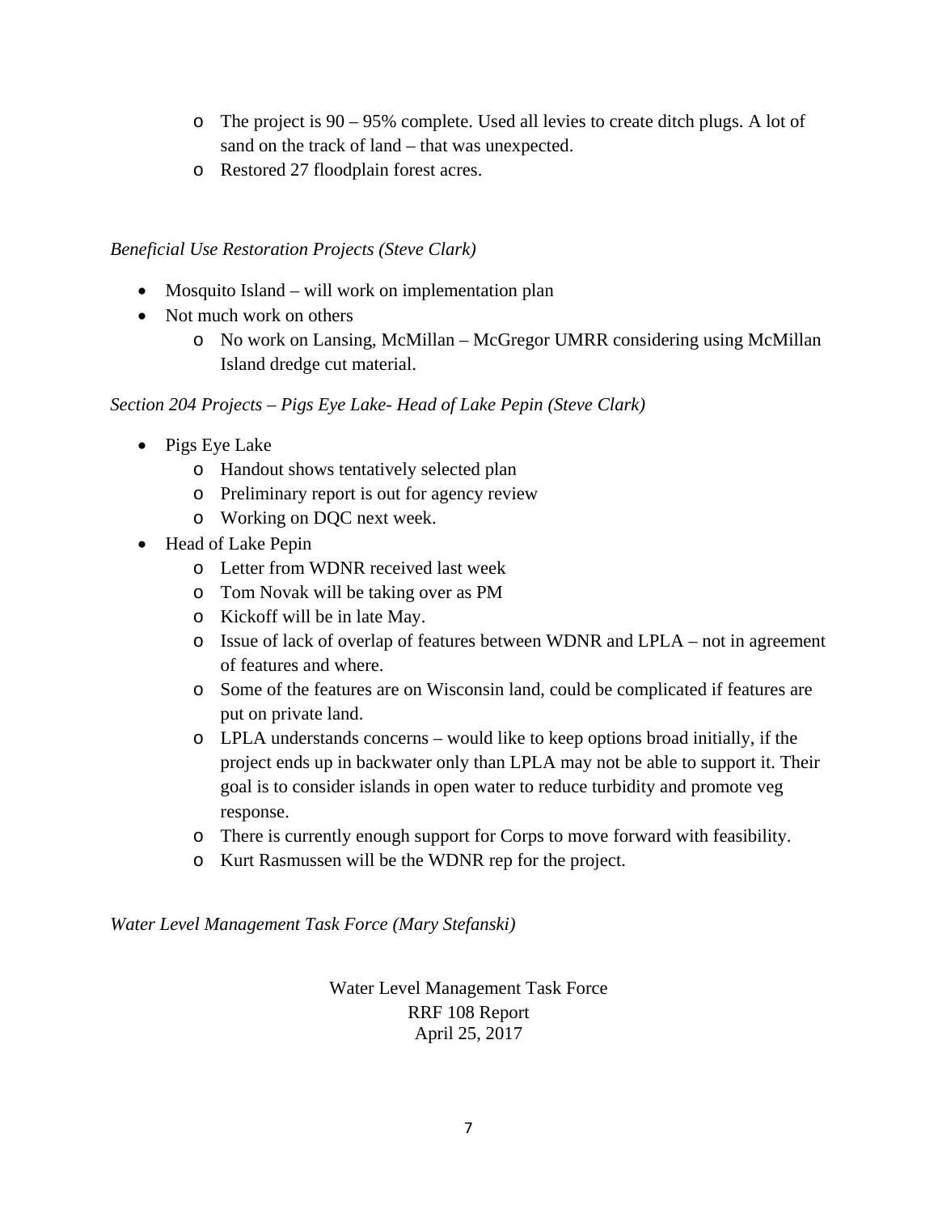- The project is 90 – 95% complete. Used all levies to create ditch plugs. A lot of sand on the track of land – that was unexpected.
- Restored 27 floodplain forest acres.

*Beneficial Use Restoration Projects (Steve Clark)*

- Mosquito Island – will work on implementation plan
- Not much work on others
  - No work on Lansing, McMillan – McGregor UMRR considering using McMillan Island dredge cut material.

*Section 204 Projects – Pigs Eye Lake- Head of Lake Pepin (Steve Clark)*

- Pigs Eye Lake
  - Handout shows tentatively selected plan
  - Preliminary report is out for agency review
  - Working on DQC next week.
- Head of Lake Pepin
  - Letter from WDNR received last week
  - Tom Novak will be taking over as PM
  - Kickoff will be in late May.
  - Issue of lack of overlap of features between WDNR and LPLA – not in agreement of features and where.
  - Some of the features are on Wisconsin land, could be complicated if features are put on private land.
  - LPLA understands concerns – would like to keep options broad initially, if the project ends up in backwater only than LPLA may not be able to support it. Their goal is to consider islands in open water to reduce turbidity and promote veg response.
  - There is currently enough support for Corps to move forward with feasibility.
  - Kurt Rasmussen will be the WDNR rep for the project.

*Water Level Management Task Force (Mary Stefanski)*

Water Level Management Task Force
RRF 108 Report
April 25, 2017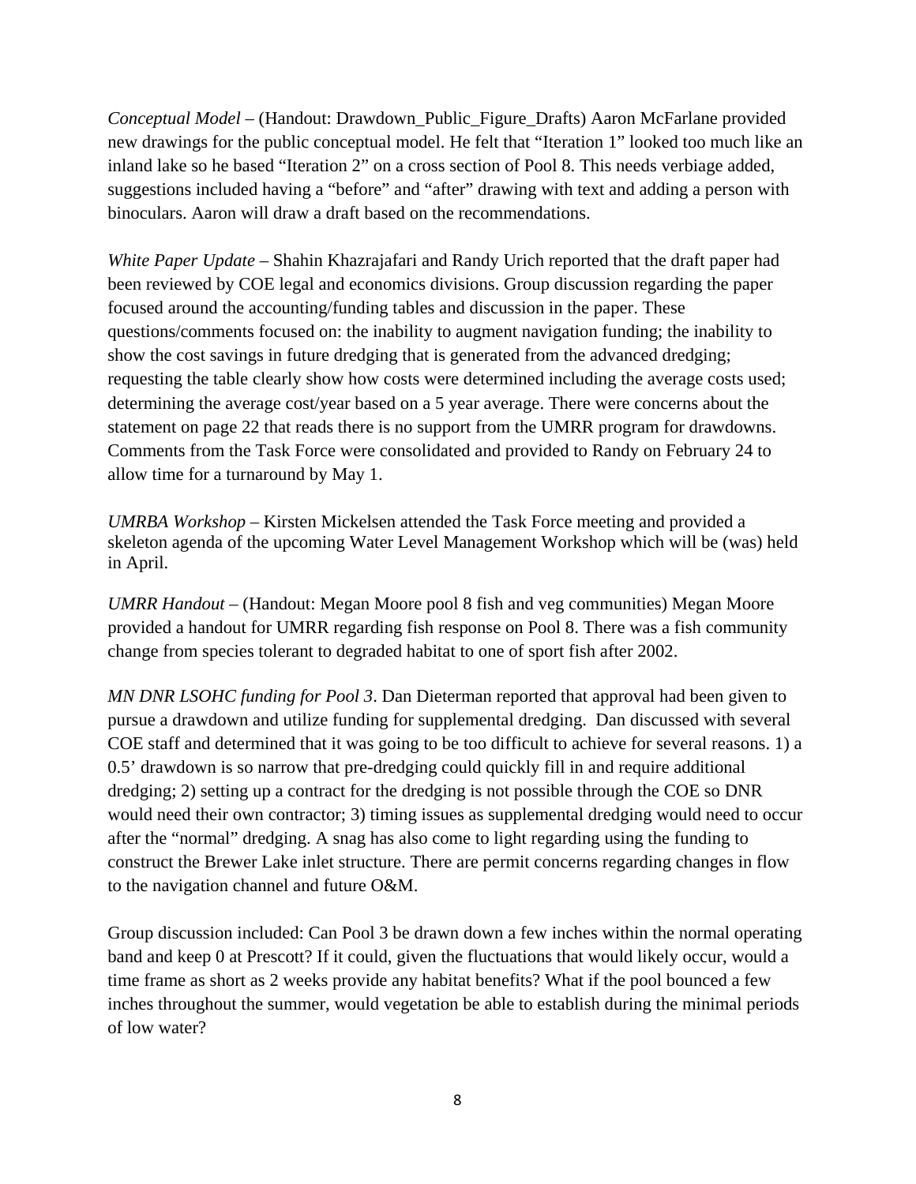*Conceptual Model* – (Handout: Drawdown_Public_Figure_Drafts) Aaron McFarlane provided new drawings for the public conceptual model. He felt that "Iteration 1" looked too much like an inland lake so he based "Iteration 2" on a cross section of Pool 8. This needs verbiage added, suggestions included having a "before" and "after" drawing with text and adding a person with binoculars. Aaron will draw a draft based on the recommendations.

*White Paper Update* – Shahin Khazrajafari and Randy Urich reported that the draft paper had been reviewed by COE legal and economics divisions. Group discussion regarding the paper focused around the accounting/funding tables and discussion in the paper. These questions/comments focused on: the inability to augment navigation funding; the inability to show the cost savings in future dredging that is generated from the advanced dredging; requesting the table clearly show how costs were determined including the average costs used; determining the average cost/year based on a 5 year average. There were concerns about the statement on page 22 that reads there is no support from the UMRR program for drawdowns. Comments from the Task Force were consolidated and provided to Randy on February 24 to allow time for a turnaround by May 1.

*UMRBA Workshop* – Kirsten Mickelsen attended the Task Force meeting and provided a skeleton agenda of the upcoming Water Level Management Workshop which will be (was) held in April.

*UMRR Handout* – (Handout: Megan Moore pool 8 fish and veg communities) Megan Moore provided a handout for UMRR regarding fish response on Pool 8. There was a fish community change from species tolerant to degraded habitat to one of sport fish after 2002.

*MN DNR LSOHC funding for Pool 3*. Dan Dieterman reported that approval had been given to pursue a drawdown and utilize funding for supplemental dredging. Dan discussed with several COE staff and determined that it was going to be too difficult to achieve for several reasons. 1) a 0.5' drawdown is so narrow that pre-dredging could quickly fill in and require additional dredging; 2) setting up a contract for the dredging is not possible through the COE so DNR would need their own contractor; 3) timing issues as supplemental dredging would need to occur after the "normal" dredging. A snag has also come to light regarding using the funding to construct the Brewer Lake inlet structure. There are permit concerns regarding changes in flow to the navigation channel and future O&M.

Group discussion included: Can Pool 3 be drawn down a few inches within the normal operating band and keep 0 at Prescott? If it could, given the fluctuations that would likely occur, would a time frame as short as 2 weeks provide any habitat benefits? What if the pool bounced a few inches throughout the summer, would vegetation be able to establish during the minimal periods of low water?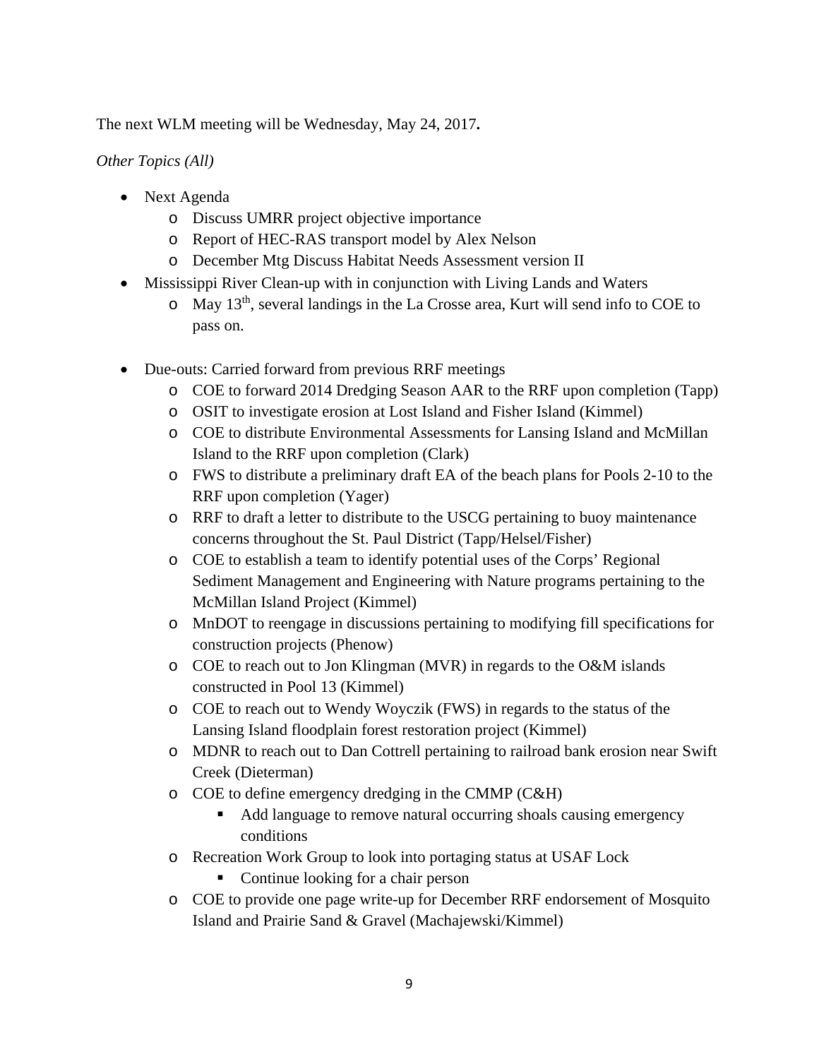The next WLM meeting will be Wednesday, May 24, 2017**.**

*Other Topics (All)*

- Next Agenda
  - Discuss UMRR project objective importance
  - Report of HEC-RAS transport model by Alex Nelson
  - December Mtg Discuss Habitat Needs Assessment version II
- Mississippi River Clean-up with in conjunction with Living Lands and Waters
  - May 13th, several landings in the La Crosse area, Kurt will send info to COE to pass on.

- Due-outs: Carried forward from previous RRF meetings
  - COE to forward 2014 Dredging Season AAR to the RRF upon completion (Tapp)
  - OSIT to investigate erosion at Lost Island and Fisher Island (Kimmel)
  - COE to distribute Environmental Assessments for Lansing Island and McMillan Island to the RRF upon completion (Clark)
  - FWS to distribute a preliminary draft EA of the beach plans for Pools 2-10 to the RRF upon completion (Yager)
  - RRF to draft a letter to distribute to the USCG pertaining to buoy maintenance concerns throughout the St. Paul District (Tapp/Helsel/Fisher)
  - COE to establish a team to identify potential uses of the Corps' Regional Sediment Management and Engineering with Nature programs pertaining to the McMillan Island Project (Kimmel)
  - MnDOT to reengage in discussions pertaining to modifying fill specifications for construction projects (Phenow)
  - COE to reach out to Jon Klingman (MVR) in regards to the O&M islands constructed in Pool 13 (Kimmel)
  - COE to reach out to Wendy Woyczik (FWS) in regards to the status of the Lansing Island floodplain forest restoration project (Kimmel)
  - MDNR to reach out to Dan Cottrell pertaining to railroad bank erosion near Swift Creek (Dieterman)
  - COE to define emergency dredging in the CMMP (C&H)
    - Add language to remove natural occurring shoals causing emergency conditions
  - Recreation Work Group to look into portaging status at USAF Lock
    - Continue looking for a chair person
  - COE to provide one page write-up for December RRF endorsement of Mosquito Island and Prairie Sand & Gravel (Machajewski/Kimmel)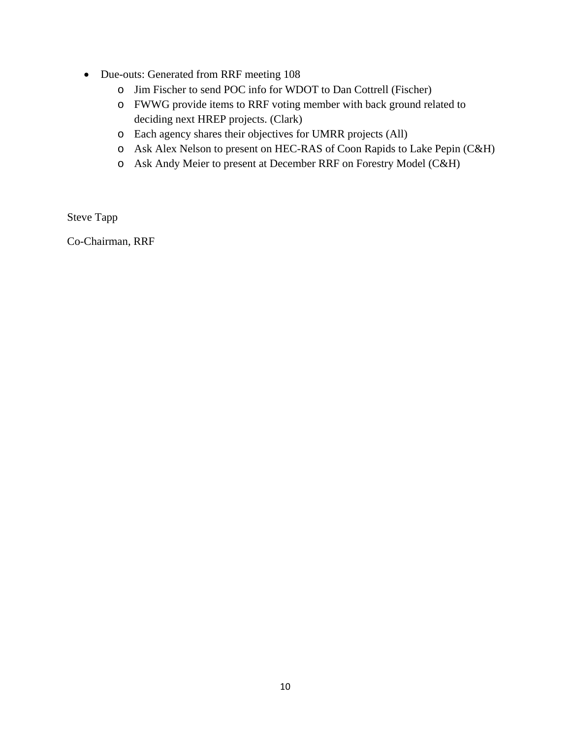- Due-outs: Generated from RRF meeting 108
  - Jim Fischer to send POC info for WDOT to Dan Cottrell (Fischer)
  - FWWG provide items to RRF voting member with back ground related to deciding next HREP projects. (Clark)
  - Each agency shares their objectives for UMRR projects (All)
  - Ask Alex Nelson to present on HEC-RAS of Coon Rapids to Lake Pepin (C&H)
  - Ask Andy Meier to present at December RRF on Forestry Model (C&H)

Steve Tapp

Co-Chairman, RRF